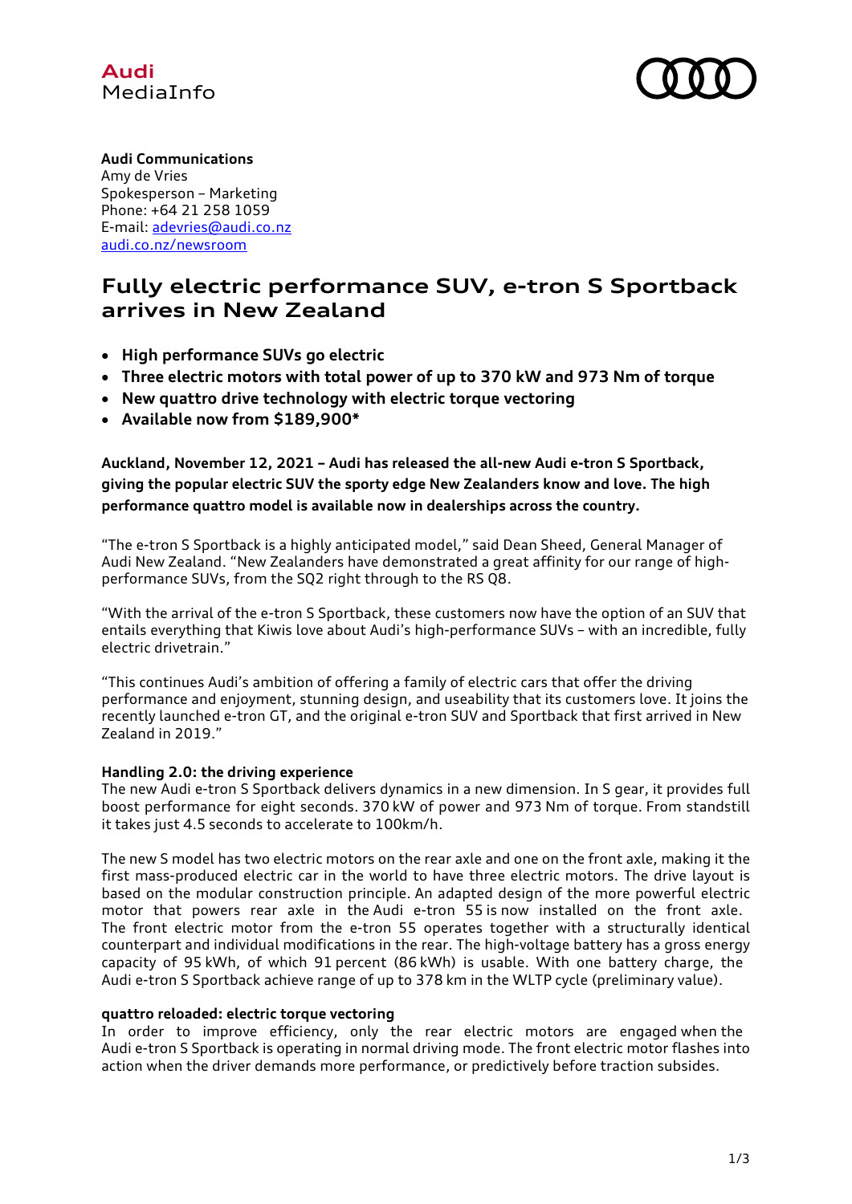Audi
MediaInfo

**Audi Communications**
Amy de Vries
Spokesperson – Marketing
Phone: +64 21 258 1059
E-mail: adevries@audi.co.nz
audi.co.nz/newsroom

# Fully electric performance SUV, e-tron S Sportback arrives in New Zealand

- **High performance SUVs go electric**
- **Three electric motors with total power of up to 370 kW and 973 Nm of torque**
- **New quattro drive technology with electric torque vectoring**
- **Available now from $189,900***

**Auckland, November 12, 2021 – Audi has released the all-new Audi e-tron S Sportback, giving the popular electric SUV the sporty edge New Zealanders know and love. The high performance quattro model is available now in dealerships across the country.**

"The e-tron S Sportback is a highly anticipated model," said Dean Sheed, General Manager of Audi New Zealand. "New Zealanders have demonstrated a great affinity for our range of high-performance SUVs, from the SQ2 right through to the RS Q8.

"With the arrival of the e-tron S Sportback, these customers now have the option of an SUV that entails everything that Kiwis love about Audi's high-performance SUVs – with an incredible, fully electric drivetrain."

"This continues Audi's ambition of offering a family of electric cars that offer the driving performance and enjoyment, stunning design, and useability that its customers love. It joins the recently launched e-tron GT, and the original e-tron SUV and Sportback that first arrived in New Zealand in 2019."

**Handling 2.0: the driving experience**
The new Audi e-tron S Sportback delivers dynamics in a new dimension. In S gear, it provides full boost performance for eight seconds. 370 kW of power and 973 Nm of torque. From standstill it takes just 4.5 seconds to accelerate to 100km/h.

The new S model has two electric motors on the rear axle and one on the front axle, making it the first mass-produced electric car in the world to have three electric motors. The drive layout is based on the modular construction principle. An adapted design of the more powerful electric motor that powers rear axle in the Audi e-tron 55 is now installed on the front axle. The front electric motor from the e-tron 55 operates together with a structurally identical counterpart and individual modifications in the rear. The high-voltage battery has a gross energy capacity of 95 kWh, of which 91 percent (86 kWh) is usable. With one battery charge, the Audi e-tron S Sportback achieve range of up to 378 km in the WLTP cycle (preliminary value).

**quattro reloaded: electric torque vectoring**
In order to improve efficiency, only the rear electric motors are engaged when the Audi e-tron S Sportback is operating in normal driving mode. The front electric motor flashes into action when the driver demands more performance, or predictively before traction subsides.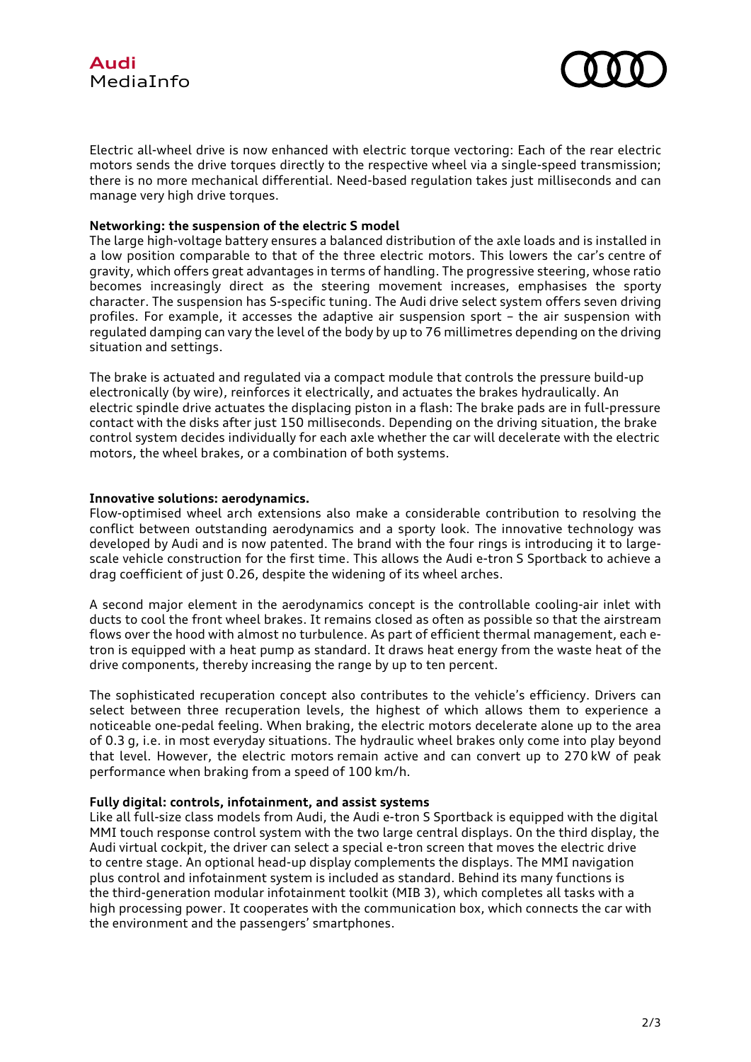Electric all-wheel drive is now enhanced with electric torque vectoring: Each of the rear electric motors sends the drive torques directly to the respective wheel via a single-speed transmission; there is no more mechanical differential. Need-based regulation takes just milliseconds and can manage very high drive torques.

**Networking: the suspension of the electric S model**
The large high-voltage battery ensures a balanced distribution of the axle loads and is installed in a low position comparable to that of the three electric motors. This lowers the car's centre of gravity, which offers great advantages in terms of handling. The progressive steering, whose ratio becomes increasingly direct as the steering movement increases, emphasises the sporty character. The suspension has S-specific tuning. The Audi drive select system offers seven driving profiles. For example, it accesses the adaptive air suspension sport – the air suspension with regulated damping can vary the level of the body by up to 76 millimetres depending on the driving situation and settings.

The brake is actuated and regulated via a compact module that controls the pressure build-up electronically (by wire), reinforces it electrically, and actuates the brakes hydraulically. An electric spindle drive actuates the displacing piston in a flash: The brake pads are in full-pressure contact with the disks after just 150 milliseconds. Depending on the driving situation, the brake control system decides individually for each axle whether the car will decelerate with the electric motors, the wheel brakes, or a combination of both systems.

**Innovative solutions: aerodynamics.**
Flow-optimised wheel arch extensions also make a considerable contribution to resolving the conflict between outstanding aerodynamics and a sporty look. The innovative technology was developed by Audi and is now patented. The brand with the four rings is introducing it to large-scale vehicle construction for the first time. This allows the Audi e-tron S Sportback to achieve a drag coefficient of just 0.26, despite the widening of its wheel arches.

A second major element in the aerodynamics concept is the controllable cooling-air inlet with ducts to cool the front wheel brakes. It remains closed as often as possible so that the airstream flows over the hood with almost no turbulence. As part of efficient thermal management, each e-tron is equipped with a heat pump as standard. It draws heat energy from the waste heat of the drive components, thereby increasing the range by up to ten percent.

The sophisticated recuperation concept also contributes to the vehicle's efficiency. Drivers can select between three recuperation levels, the highest of which allows them to experience a noticeable one-pedal feeling. When braking, the electric motors decelerate alone up to the area of 0.3 g, i.e. in most everyday situations. The hydraulic wheel brakes only come into play beyond that level. However, the electric motors remain active and can convert up to 270 kW of peak performance when braking from a speed of 100 km/h.

**Fully digital: controls, infotainment, and assist systems**
Like all full-size class models from Audi, the Audi e-tron S Sportback is equipped with the digital MMI touch response control system with the two large central displays. On the third display, the Audi virtual cockpit, the driver can select a special e-tron screen that moves the electric drive to centre stage. An optional head-up display complements the displays. The MMI navigation plus control and infotainment system is included as standard. Behind its many functions is the third-generation modular infotainment toolkit (MIB 3), which completes all tasks with a high processing power. It cooperates with the communication box, which connects the car with the environment and the passengers' smartphones.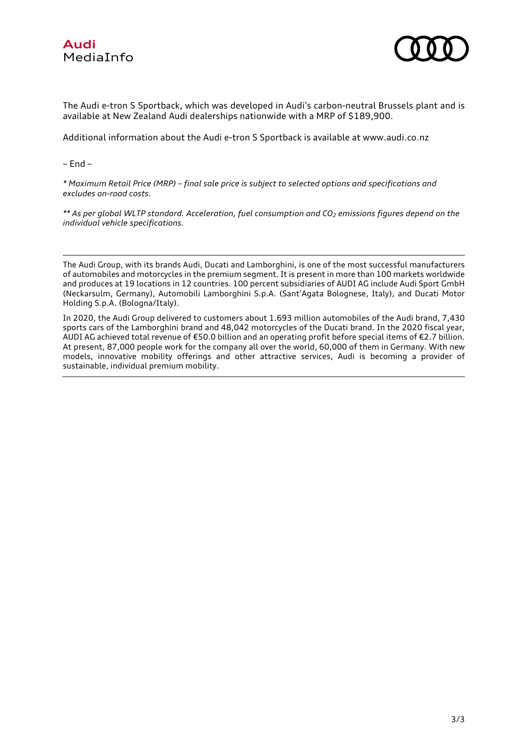The Audi e-tron S Sportback, which was developed in Audi's carbon-neutral Brussels plant and is available at New Zealand Audi dealerships nationwide with a MRP of $189,900.

Additional information about the Audi e-tron S Sportback is available at www.audi.co.nz

– End –

*\* Maximum Retail Price (MRP) – final sale price is subject to selected options and specifications and excludes on-road costs.*

*\*\* As per global WLTP standard. Acceleration, fuel consumption and $CO_2$ emissions figures depend on the individual vehicle specifications.*

---

The Audi Group, with its brands Audi, Ducati and Lamborghini, is one of the most successful manufacturers of automobiles and motorcycles in the premium segment. It is present in more than 100 markets worldwide and produces at 19 locations in 12 countries. 100 percent subsidiaries of AUDI AG include Audi Sport GmbH (Neckarsulm, Germany), Automobili Lamborghini S.p.A. (Sant'Agata Bolognese, Italy), and Ducati Motor Holding S.p.A. (Bologna/Italy).

In 2020, the Audi Group delivered to customers about 1.693 million automobiles of the Audi brand, 7,430 sports cars of the Lamborghini brand and 48,042 motorcycles of the Ducati brand. In the 2020 fiscal year, AUDI AG achieved total revenue of €50.0 billion and an operating profit before special items of €2.7 billion. At present, 87,000 people work for the company all over the world, 60,000 of them in Germany. With new models, innovative mobility offerings and other attractive services, Audi is becoming a provider of sustainable, individual premium mobility.

---